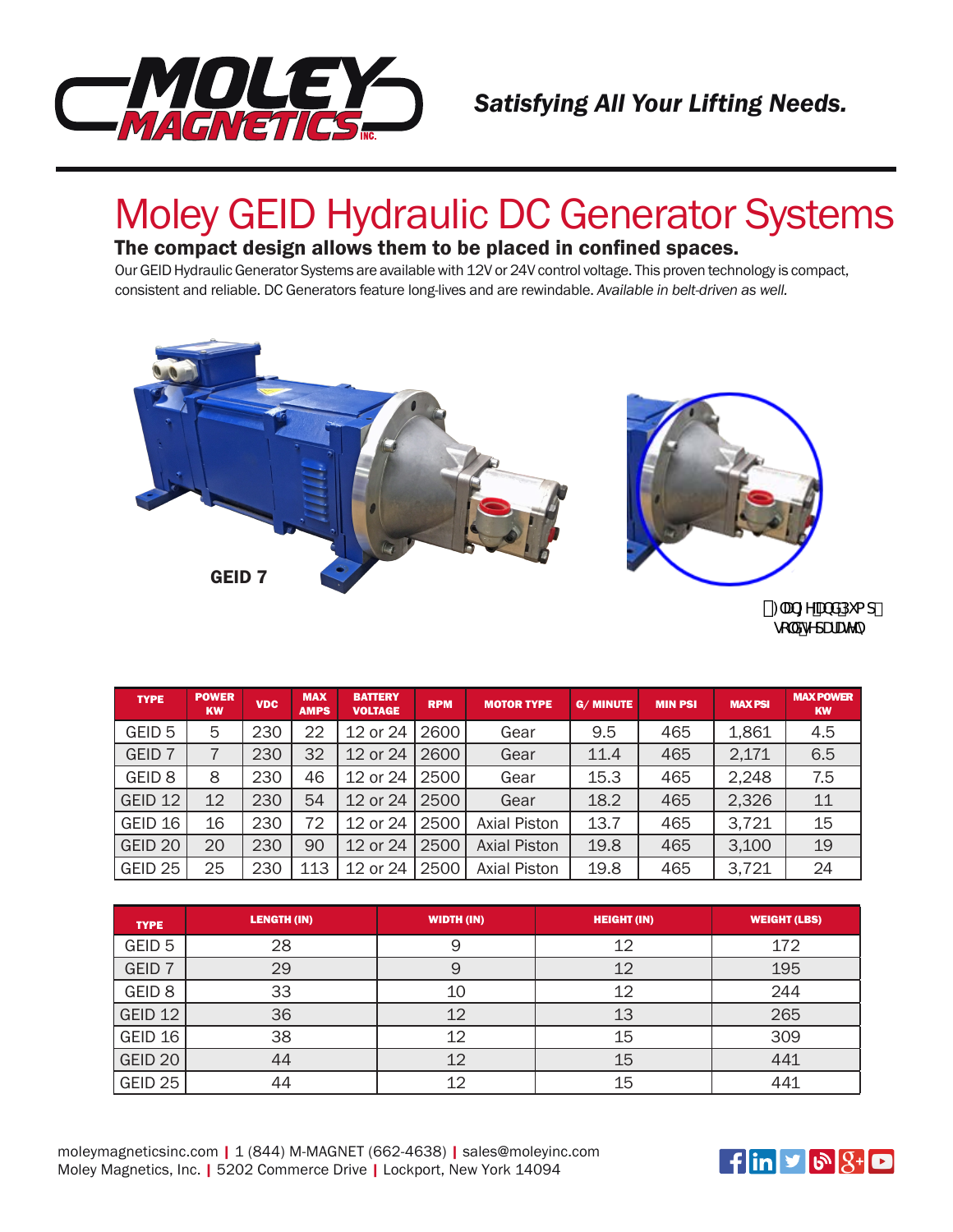Satisfying All Your Lifting Needs.

# Moley GEID Hydraulic DC Generator Systems

**The compact design allows them to be placed in confined spaces.**

Our GEID Hydraulic Generator Systems are available with 12V or 24V control voltage. This proven technology is compact, consistent and reliable. DC Generators feature long-lives and are rewindable. *Available in belt-driven as well.*

GEID 7

| TYPE | POWER KW | VDC | MAX AMPS | BATTERY VOLTAGE | RPM | MOTOR TYPE | G/ MINUTE | MIN PSI | MAX PSI | MAX POWER KW |
|---|---|---|---|---|---|---|---|---|---|---|
| GEID 5 | 5 | 230 | 22 | 12 or 24 | 2600 | Gear | 9.5 | 465 | 1,861 | 4.5 |
| GEID 7 | 7 | 230 | 32 | 12 or 24 | 2600 | Gear | 11.4 | 465 | 2,171 | 6.5 |
| GEID 8 | 8 | 230 | 46 | 12 or 24 | 2500 | Gear | 15.3 | 465 | 2,248 | 7.5 |
| GEID 12 | 12 | 230 | 54 | 12 or 24 | 2500 | Gear | 18.2 | 465 | 2,326 | 11 |
| GEID 16 | 16 | 230 | 72 | 12 or 24 | 2500 | Axial Piston | 13.7 | 465 | 3,721 | 15 |
| GEID 20 | 20 | 230 | 90 | 12 or 24 | 2500 | Axial Piston | 19.8 | 465 | 3,100 | 19 |
| GEID 25 | 25 | 230 | 113 | 12 or 24 | 2500 | Axial Piston | 19.8 | 465 | 3,721 | 24 |

| TYPE | LENGTH (IN) | WIDTH (IN) | HEIGHT (IN) | WEIGHT (LBS) |
|---|---|---|---|---|
| GEID 5 | 28 | 9 | 12 | 172 |
| GEID 7 | 29 | 9 | 12 | 195 |
| GEID 8 | 33 | 10 | 12 | 244 |
| GEID 12 | 36 | 12 | 13 | 265 |
| GEID 16 | 38 | 12 | 15 | 309 |
| GEID 20 | 44 | 12 | 15 | 441 |
| GEID 25 | 44 | 12 | 15 | 441 |

moleymagneticsinc.com | 1 (844) M-MAGNET (662-4638) | sales@moleyinc.com
Moley Magnetics, Inc. | 5202 Commerce Drive | Lockport, New York 14094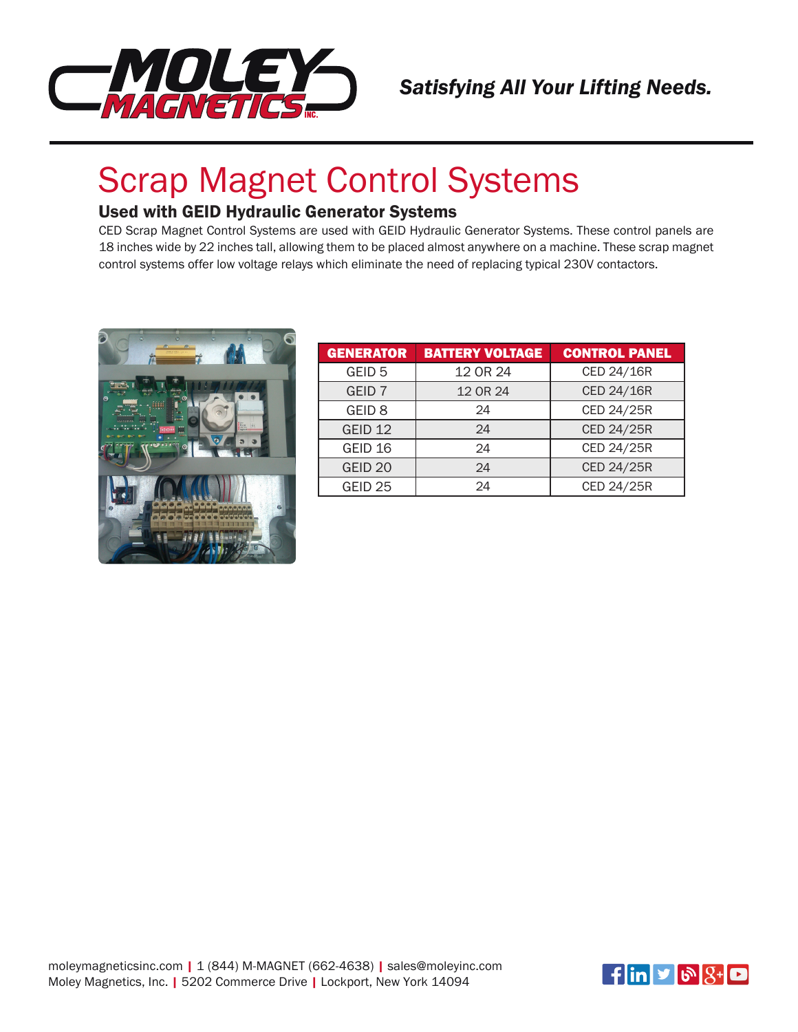Satisfying All Your Lifting Needs.

# Scrap Magnet Control Systems

## Used with GEID Hydraulic Generator Systems

CED Scrap Magnet Control Systems are used with GEID Hydraulic Generator Systems. These control panels are 18 inches wide by 22 inches tall, allowing them to be placed almost anywhere on a machine. These scrap magnet control systems offer low voltage relays which eliminate the need of replacing typical 230V contactors.

| GENERATOR | BATTERY VOLTAGE | CONTROL PANEL |
|---|---|---|
| GEID 5 | 12 OR 24 | CED 24/16R |
| GEID 7 | 12 OR 24 | CED 24/16R |
| GEID 8 | 24 | CED 24/25R |
| GEID 12 | 24 | CED 24/25R |
| GEID 16 | 24 | CED 24/25R |
| GEID 20 | 24 | CED 24/25R |
| GEID 25 | 24 | CED 24/25R |

moleymagneticsinc.com | 1 (844) M-MAGNET (662-4638) | sales@moleyinc.com
Moley Magnetics, Inc. | 5202 Commerce Drive | Lockport, New York 14094